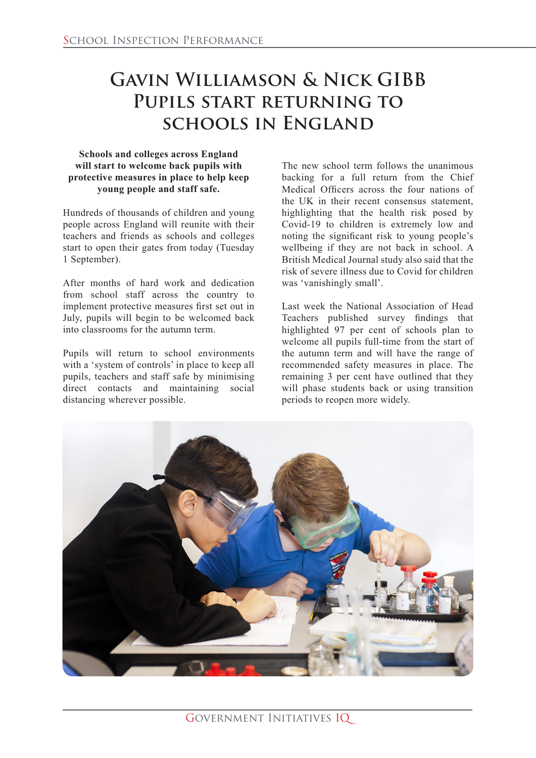# Gavin Williamson & Nick Gibb Pupils start returning to schools in England

**Schools and colleges across England will start to welcome back pupils with protective measures in place to help keep young people and staff safe.**

Hundreds of thousands of children and young people across England will reunite with their teachers and friends as schools and colleges start to open their gates from today (Tuesday 1 September).

After months of hard work and dedication from school staff across the country to implement protective measures first set out in July, pupils will begin to be welcomed back into classrooms for the autumn term.

Pupils will return to school environments with a 'system of controls' in place to keep all pupils, teachers and staff safe by minimising direct contacts and maintaining social distancing wherever possible.

The new school term follows the unanimous backing for a full return from the Chief Medical Officers across the four nations of the UK in their recent consensus statement, highlighting that the health risk posed by Covid-19 to children is extremely low and noting the significant risk to young people's wellbeing if they are not back in school. A British Medical Journal study also said that the risk of severe illness due to Covid for children was 'vanishingly small'.

Last week the National Association of Head Teachers published survey findings that highlighted 97 per cent of schools plan to welcome all pupils full-time from the start of the autumn term and will have the range of recommended safety measures in place. The remaining 3 per cent have outlined that they will phase students back or using transition periods to reopen more widely.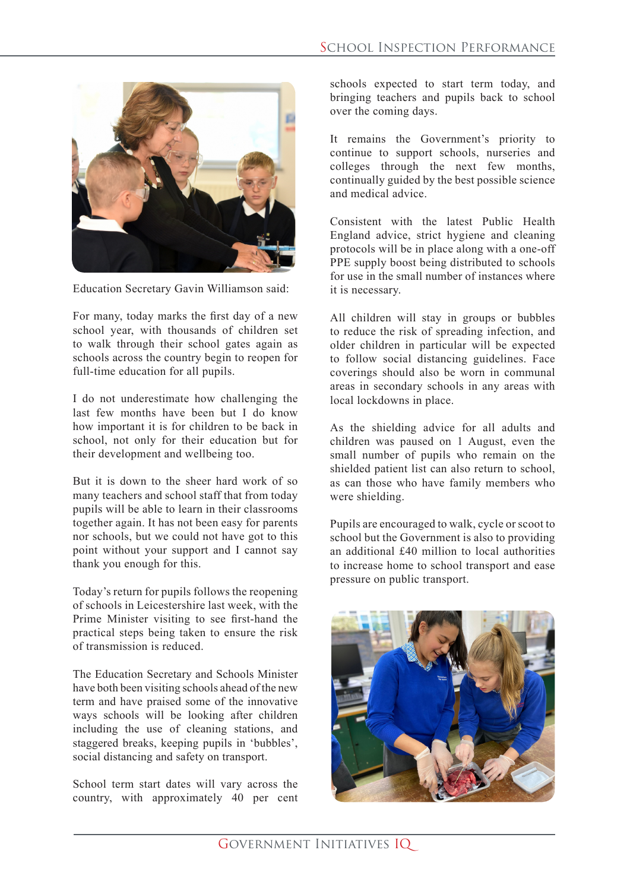Education Secretary Gavin Williamson said:

For many, today marks the first day of a new school year, with thousands of children set to walk through their school gates again as schools across the country begin to reopen for full-time education for all pupils.

I do not underestimate how challenging the last few months have been but I do know how important it is for children to be back in school, not only for their education but for their development and wellbeing too.

But it is down to the sheer hard work of so many teachers and school staff that from today pupils will be able to learn in their classrooms together again. It has not been easy for parents nor schools, but we could not have got to this point without your support and I cannot say thank you enough for this.

Today's return for pupils follows the reopening of schools in Leicestershire last week, with the Prime Minister visiting to see first-hand the practical steps being taken to ensure the risk of transmission is reduced.

The Education Secretary and Schools Minister have both been visiting schools ahead of the new term and have praised some of the innovative ways schools will be looking after children including the use of cleaning stations, and staggered breaks, keeping pupils in 'bubbles', social distancing and safety on transport.

School term start dates will vary across the country, with approximately 40 per cent schools expected to start term today, and bringing teachers and pupils back to school over the coming days.

It remains the Government's priority to continue to support schools, nurseries and colleges through the next few months, continually guided by the best possible science and medical advice.

Consistent with the latest Public Health England advice, strict hygiene and cleaning protocols will be in place along with a one-off PPE supply boost being distributed to schools for use in the small number of instances where it is necessary.

All children will stay in groups or bubbles to reduce the risk of spreading infection, and older children in particular will be expected to follow social distancing guidelines. Face coverings should also be worn in communal areas in secondary schools in any areas with local lockdowns in place.

As the shielding advice for all adults and children was paused on 1 August, even the small number of pupils who remain on the shielded patient list can also return to school, as can those who have family members who were shielding.

Pupils are encouraged to walk, cycle or scoot to school but the Government is also to providing an additional £40 million to local authorities to increase home to school transport and ease pressure on public transport.